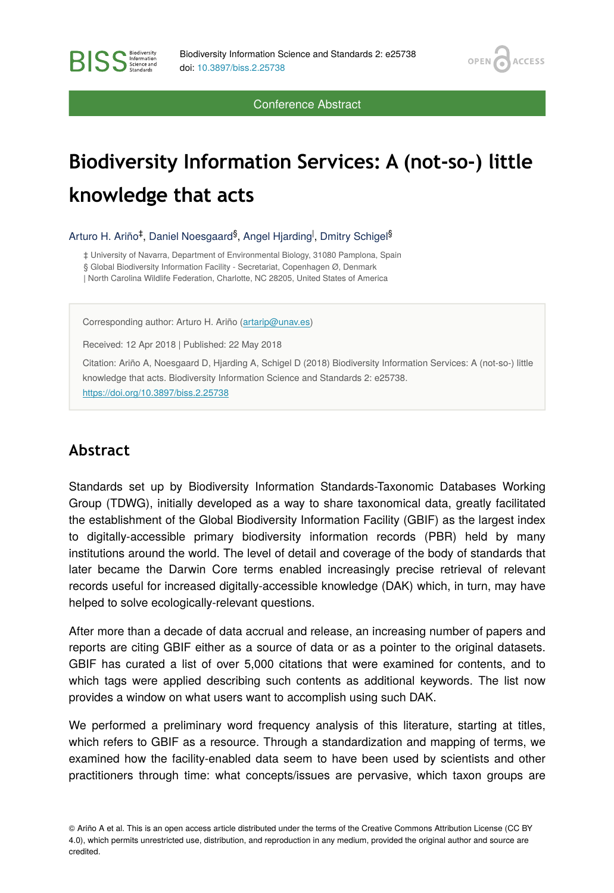Conference Abstract

# Biodiversity Information Services: A (not-so-) little knowledge that acts

Arturo H. Ariño[‡], Daniel Noesgaard[§], Angel Hjarding[|], Dmitry Schigel[§]

‡ University of Navarra, Department of Environmental Biology, 31080 Pamplona, Spain
§ Global Biodiversity Information Facility - Secretariat, Copenhagen Ø, Denmark
| North Carolina Wildlife Federation, Charlotte, NC 28205, United States of America

Corresponding author: Arturo H. Ariño (artarip@unav.es)

Received: 12 Apr 2018 | Published: 22 May 2018

Citation: Ariño A, Noesgaard D, Hjarding A, Schigel D (2018) Biodiversity Information Services: A (not-so-) little knowledge that acts. Biodiversity Information Science and Standards 2: e25738. https://doi.org/10.3897/biss.2.25738

## Abstract

Standards set up by Biodiversity Information Standards-Taxonomic Databases Working Group (TDWG), initially developed as a way to share taxonomical data, greatly facilitated the establishment of the Global Biodiversity Information Facility (GBIF) as the largest index to digitally-accessible primary biodiversity information records (PBR) held by many institutions around the world. The level of detail and coverage of the body of standards that later became the Darwin Core terms enabled increasingly precise retrieval of relevant records useful for increased digitally-accessible knowledge (DAK) which, in turn, may have helped to solve ecologically-relevant questions.

After more than a decade of data accrual and release, an increasing number of papers and reports are citing GBIF either as a source of data or as a pointer to the original datasets. GBIF has curated a list of over 5,000 citations that were examined for contents, and to which tags were applied describing such contents as additional keywords. The list now provides a window on what users want to accomplish using such DAK.

We performed a preliminary word frequency analysis of this literature, starting at titles, which refers to GBIF as a resource. Through a standardization and mapping of terms, we examined how the facility-enabled data seem to have been used by scientists and other practitioners through time: what concepts/issues are pervasive, which taxon groups are

© Ariño A et al. This is an open access article distributed under the terms of the Creative Commons Attribution License (CC BY 4.0), which permits unrestricted use, distribution, and reproduction in any medium, provided the original author and source are credited.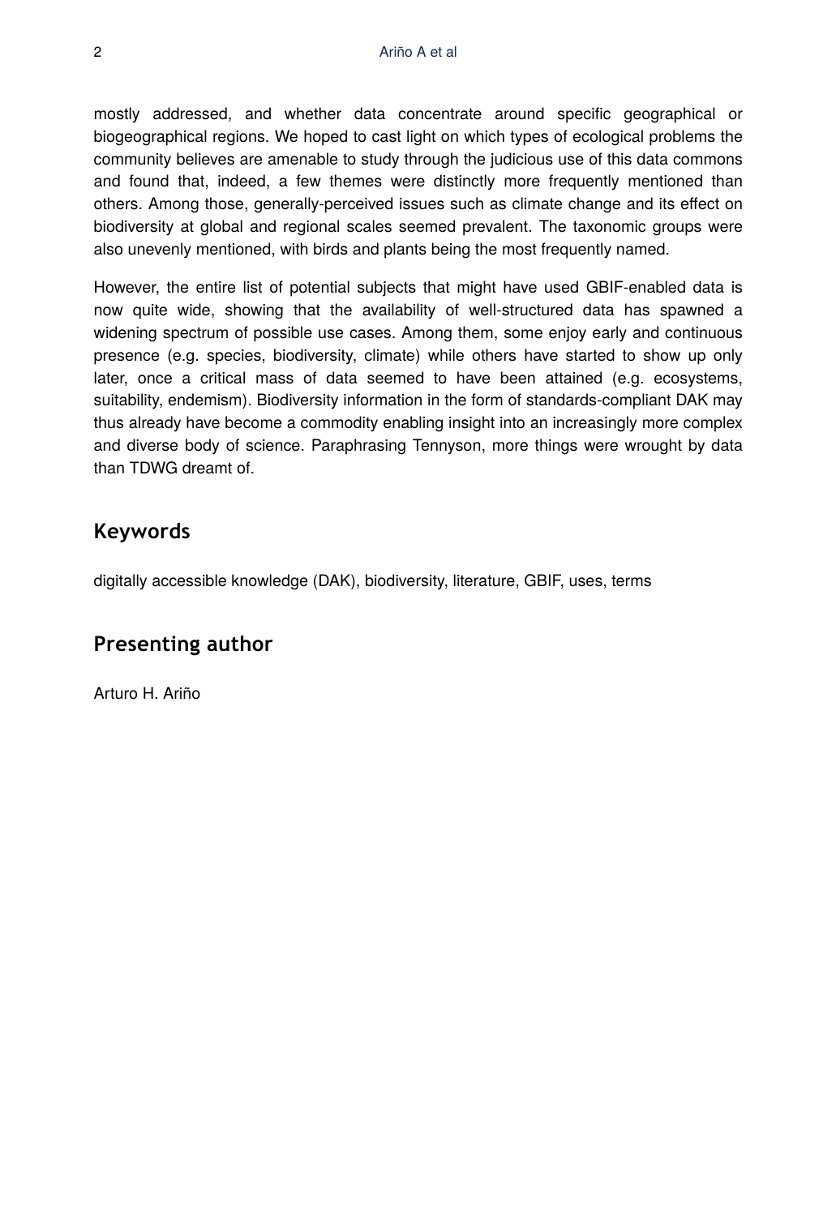mostly addressed, and whether data concentrate around specific geographical or biogeographical regions. We hoped to cast light on which types of ecological problems the community believes are amenable to study through the judicious use of this data commons and found that, indeed, a few themes were distinctly more frequently mentioned than others. Among those, generally-perceived issues such as climate change and its effect on biodiversity at global and regional scales seemed prevalent. The taxonomic groups were also unevenly mentioned, with birds and plants being the most frequently named.

However, the entire list of potential subjects that might have used GBIF-enabled data is now quite wide, showing that the availability of well-structured data has spawned a widening spectrum of possible use cases. Among them, some enjoy early and continuous presence (e.g. species, biodiversity, climate) while others have started to show up only later, once a critical mass of data seemed to have been attained (e.g. ecosystems, suitability, endemism). Biodiversity information in the form of standards-compliant DAK may thus already have become a commodity enabling insight into an increasingly more complex and diverse body of science. Paraphrasing Tennyson, more things were wrought by data than TDWG dreamt of.

## Keywords

digitally accessible knowledge (DAK), biodiversity, literature, GBIF, uses, terms

## Presenting author

Arturo H. Ariño